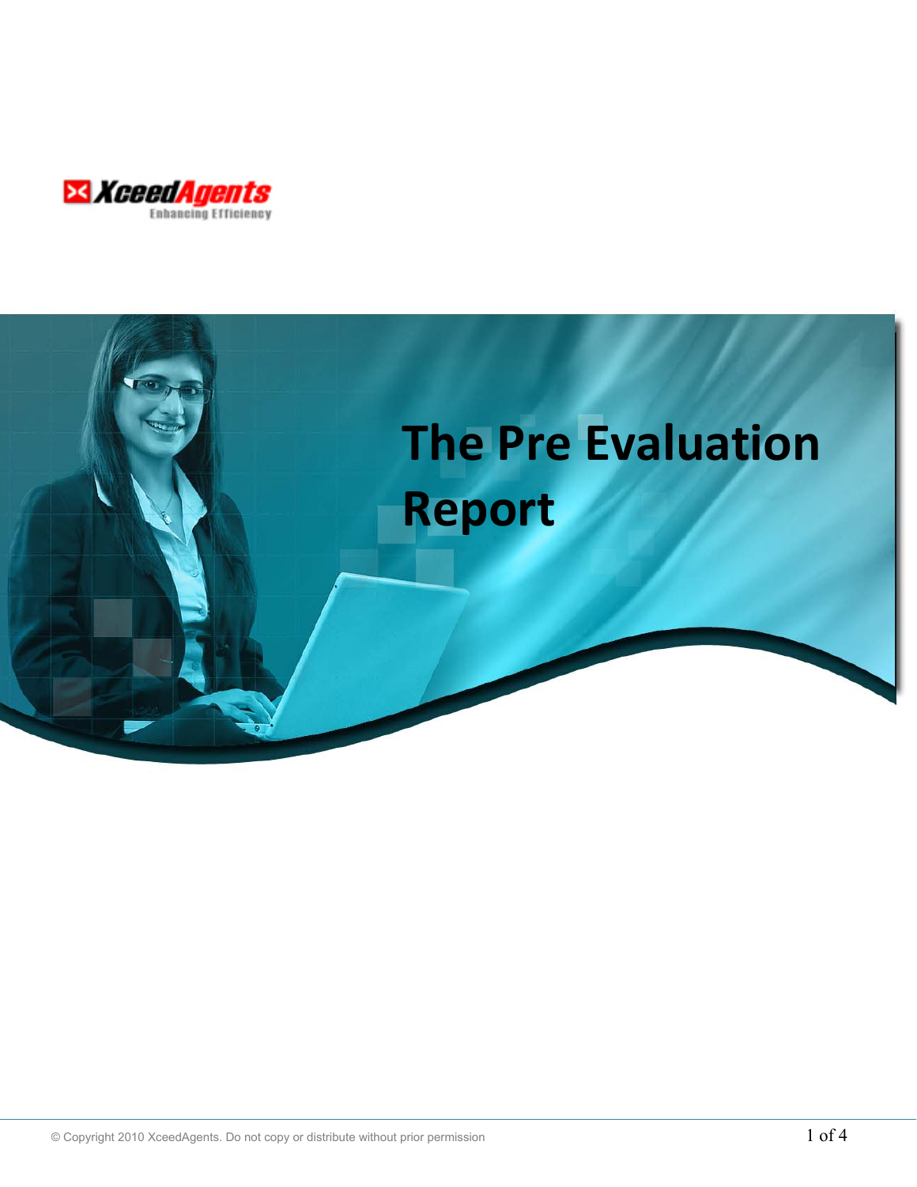XceedAgents
Enhancing Efficiency

# The Pre Evaluation Report

© Copyright 2010 XceedAgents. Do not copy or distribute without prior permission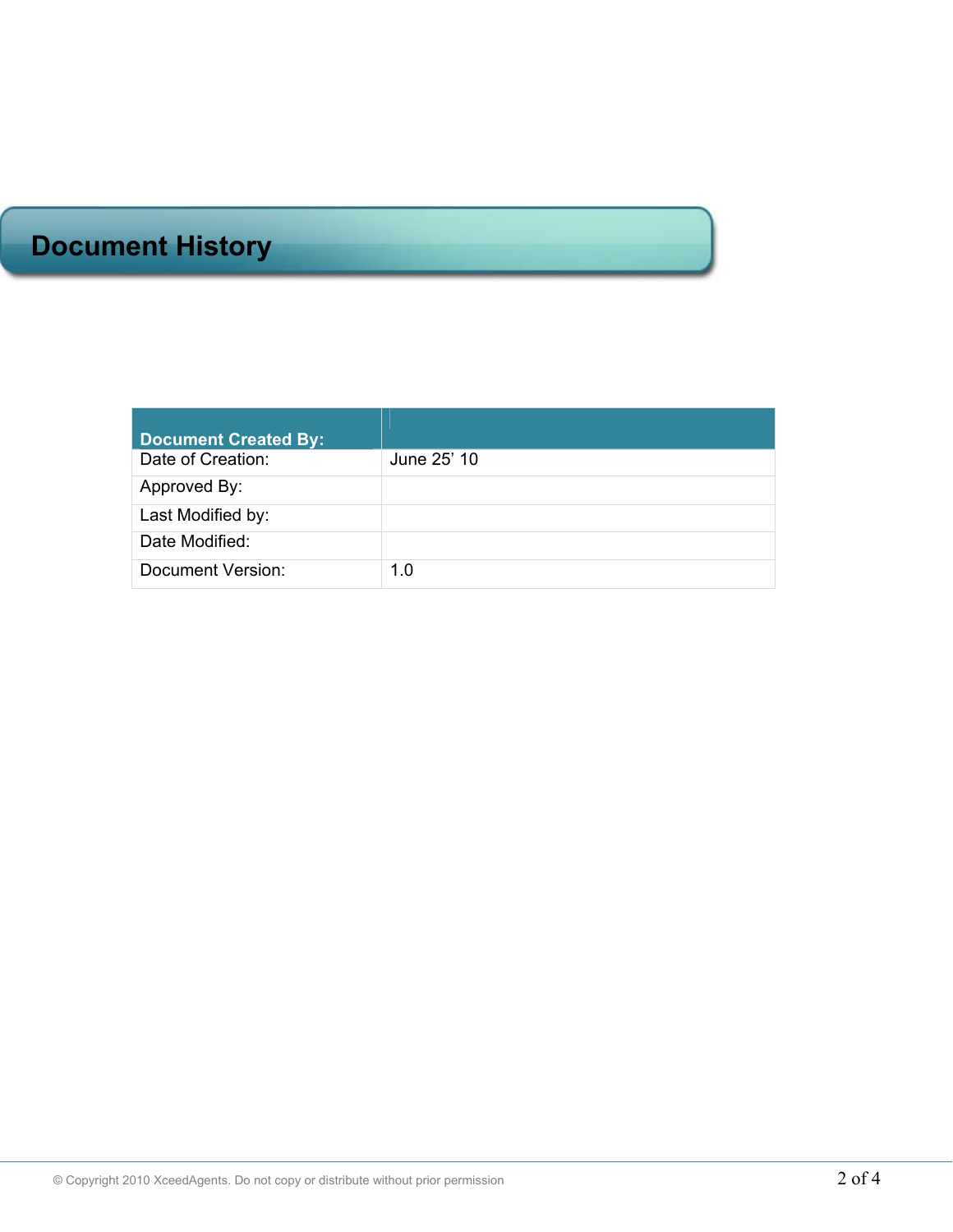# Document History

| Document Created By: | |
|---|---|
| Date of Creation: | June 25’ 10 |
| Approved By: | |
| Last Modified by: | |
| Date Modified: | |
| Document Version: | 1.0 |

© Copyright 2010 XceedAgents. Do not copy or distribute without prior permission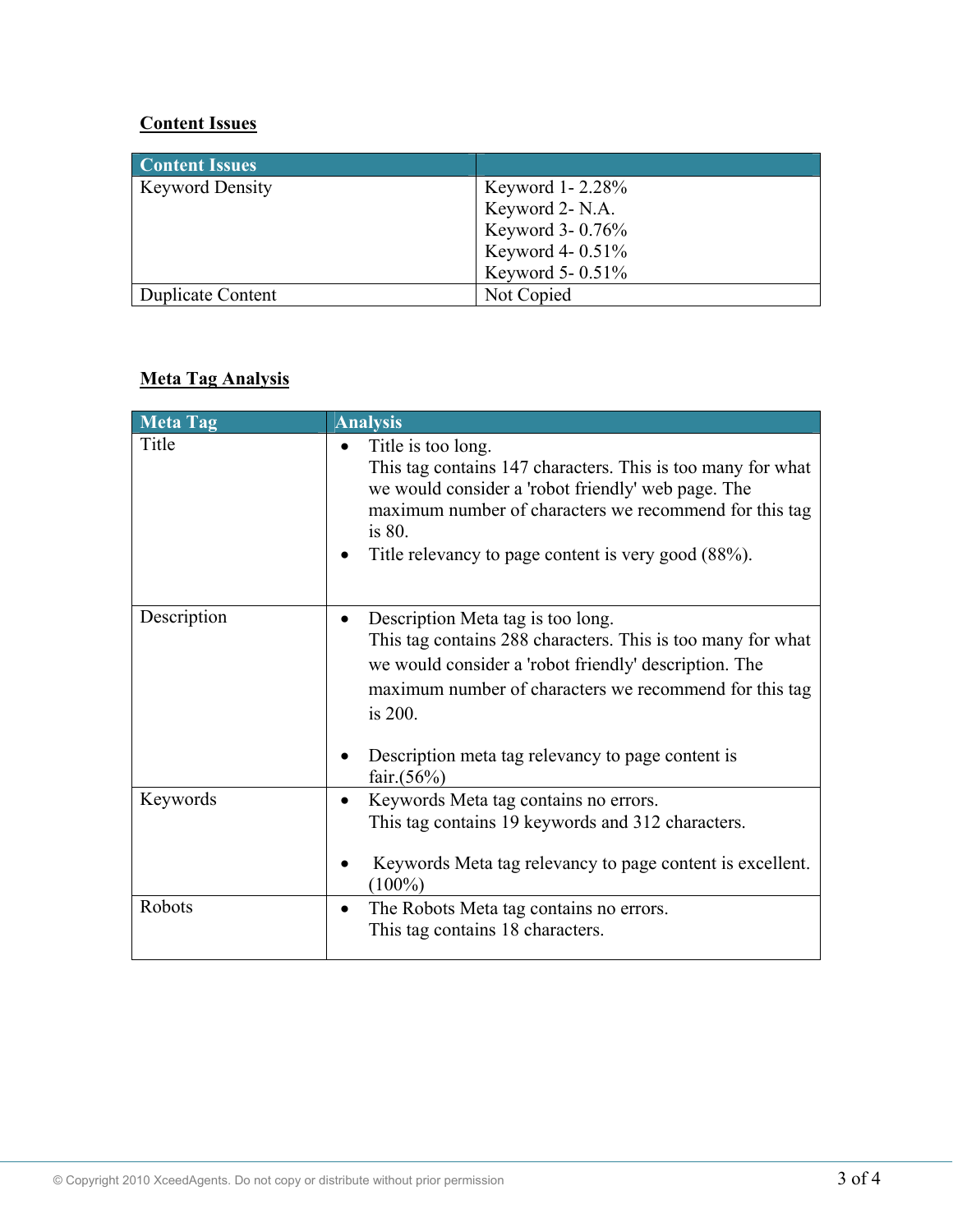## Content Issues

| Content Issues | |
|---|---|
| Keyword Density | Keyword 1- 2.28%<br>Keyword 2- N.A.<br>Keyword 3- 0.76%<br>Keyword 4- 0.51%<br>Keyword 5- 0.51% |
| Duplicate Content | Not Copied |

## Meta Tag Analysis

| Meta Tag | Analysis |
|---|---|
| Title | • Title is too long.<br>This tag contains 147 characters. This is too many for what we would consider a 'robot friendly' web page. The maximum number of characters we recommend for this tag is 80.<br>• Title relevancy to page content is very good (88%). |
| Description | • Description Meta tag is too long.<br>This tag contains 288 characters. This is too many for what we would consider a 'robot friendly' description. The maximum number of characters we recommend for this tag is 200.<br>• Description meta tag relevancy to page content is fair.(56%) |
| Keywords | • Keywords Meta tag contains no errors.<br>This tag contains 19 keywords and 312 characters.<br>• Keywords Meta tag relevancy to page content is excellent. (100%) |
| Robots | • The Robots Meta tag contains no errors.<br>This tag contains 18 characters. |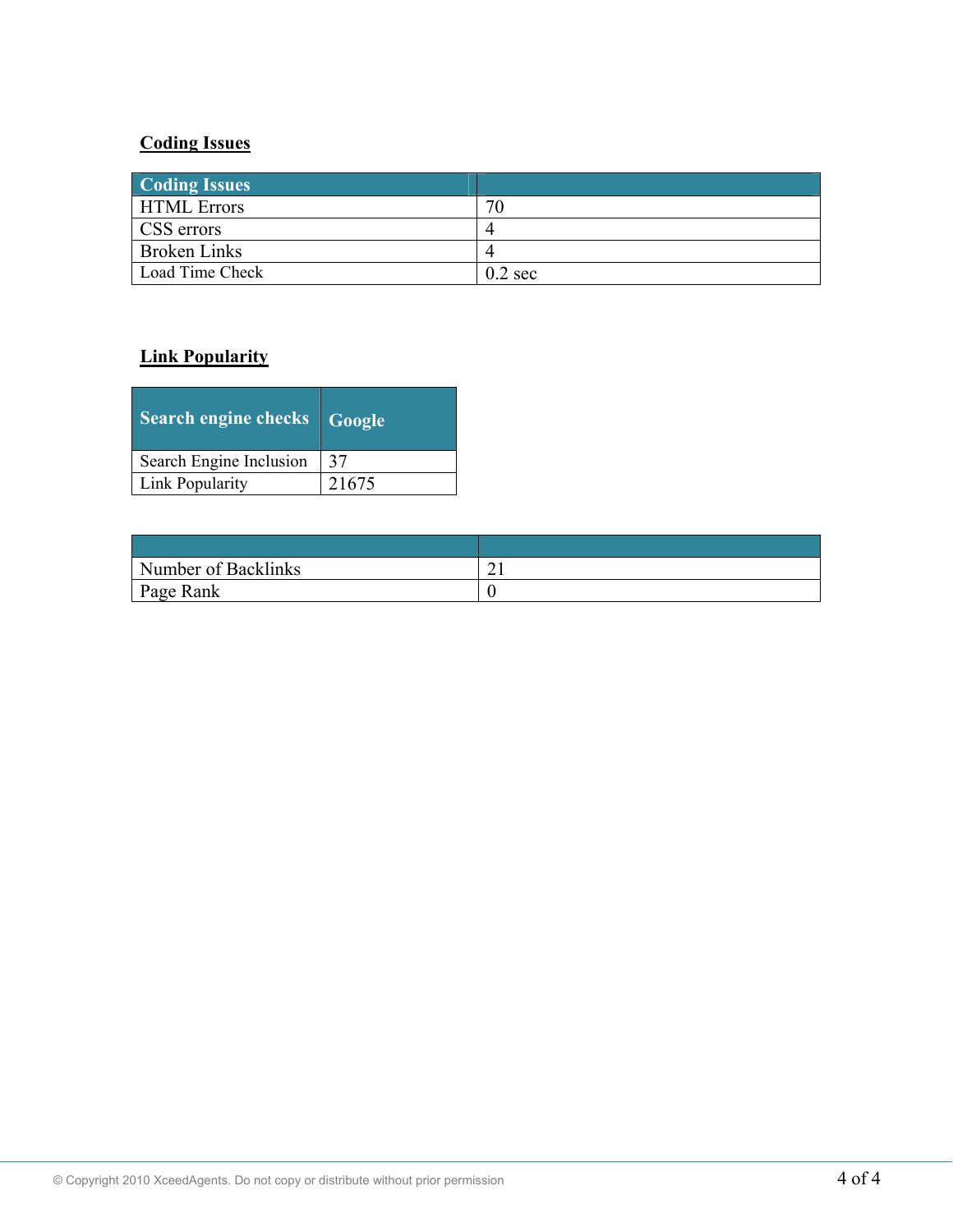## Coding Issues

| Coding Issues | |
|---|---|
| HTML Errors | 70 |
| CSS errors | 4 |
| Broken Links | 4 |
| Load Time Check | 0.2 sec |

## Link Popularity

| Search engine checks | Google |
|---|---|
| Search Engine Inclusion | 37 |
| Link Popularity | 21675 |

| | |
|---|---|
| Number of Backlinks | 21 |
| Page Rank | 0 |